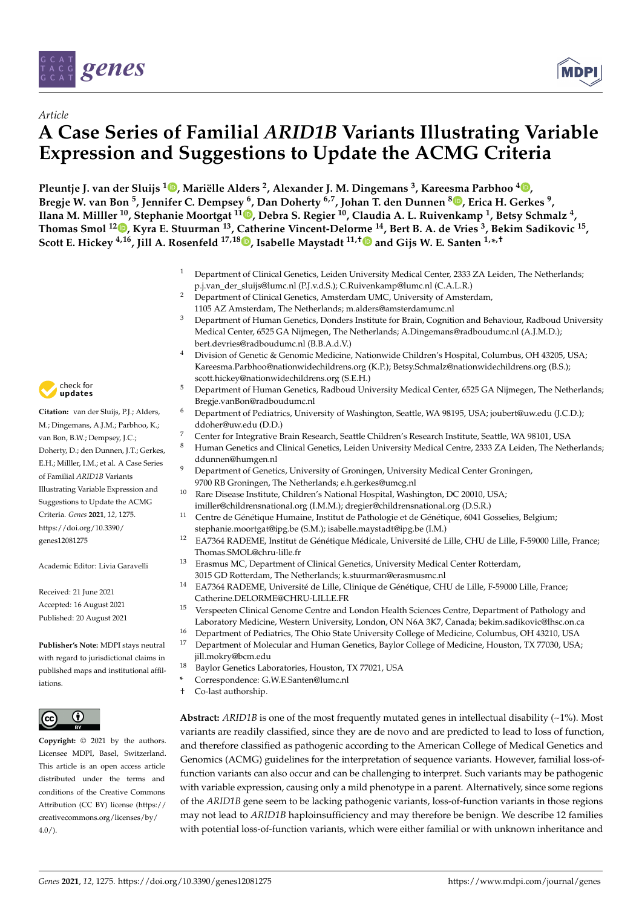*Article*

# A Case Series of Familial *ARID1B* Variants Illustrating Variable Expression and Suggestions to Update the ACMG Criteria

**Pleuntje J. van der Sluijs [1], Mariëlle Alders [2], Alexander J. M. Dingemans [3], Kareesma Parbhoo [4], Bregje W. van Bon [5], Jennifer C. Dempsey [6], Dan Doherty [6,7], Johan T. den Dunnen [8], Erica H. Gerkes [9], Ilana M. Milller [10], Stephanie Moortgat [11], Debra S. Regier [10], Claudia A. L. Ruivenkamp [1], Betsy Schmalz [4], Thomas Smol [12], Kyra E. Stuurman [13], Catherine Vincent-Delorme [14], Bert B. A. de Vries [3], Bekim Sadikovic [15], Scott E. Hickey [4,16], Jill A. Rosenfeld [17,18], Isabelle Maystadt [11,†] and Gijs W. E. Santen [1,*,†]**

[1] Department of Clinical Genetics, Leiden University Medical Center, 2333 ZA Leiden, The Netherlands; p.j.van_der_sluijs@lumc.nl (P.J.v.d.S.); C.Ruivenkamp@lumc.nl (C.A.L.R.)

[2] Department of Clinical Genetics, Amsterdam UMC, University of Amsterdam, 1105 AZ Amsterdam, The Netherlands; m.alders@amsterdamumc.nl

[3] Department of Human Genetics, Donders Institute for Brain, Cognition and Behaviour, Radboud University Medical Center, 6525 GA Nijmegen, The Netherlands; A.Dingemans@radboudumc.nl (A.J.M.D.); bert.devries@radboudumc.nl (B.B.A.d.V.)

[4] Division of Genetic & Genomic Medicine, Nationwide Children's Hospital, Columbus, OH 43205, USA; Kareesma.Parbhoo@nationwidechildrens.org (K.P.); Betsy.Schmalz@nationwidechildrens.org (B.S.); scott.hickey@nationwidechildrens.org (S.E.H.)

[5] Department of Human Genetics, Radboud University Medical Center, 6525 GA Nijmegen, The Netherlands; Bregje.vanBon@radboudumc.nl

[6] Department of Pediatrics, University of Washington, Seattle, WA 98195, USA; joubert@uw.edu (J.C.D.); ddoher@uw.edu (D.D.)

[7] Center for Integrative Brain Research, Seattle Children's Research Institute, Seattle, WA 98101, USA

[8] Human Genetics and Clinical Genetics, Leiden University Medical Centre, 2333 ZA Leiden, The Netherlands; ddunnen@humgen.nl

[9] Department of Genetics, University of Groningen, University Medical Center Groningen, 9700 RB Groningen, The Netherlands; e.h.gerkes@umcg.nl

[10] Rare Disease Institute, Children's National Hospital, Washington, DC 20010, USA; imiller@childrensnational.org (I.M.M.); dregier@childrensnational.org (D.S.R.)

[11] Centre de Génétique Humaine, Institut de Pathologie et de Génétique, 6041 Gosselies, Belgium; stephanie.moortgat@ipg.be (S.M.); isabelle.maystadt@ipg.be (I.M.)

[12] EA7364 RADEME, Institut de Génétique Médicale, Université de Lille, CHU de Lille, F-59000 Lille, France; Thomas.SMOL@chru-lille.fr

[13] Erasmus MC, Department of Clinical Genetics, University Medical Center Rotterdam, 3015 GD Rotterdam, The Netherlands; k.stuurman@erasmusmc.nl

[14] EA7364 RADEME, Université de Lille, Clinique de Génétique, CHU de Lille, F-59000 Lille, France; Catherine.DELORME@CHRU-LILLE.FR

[15] Verspeeten Clinical Genome Centre and London Health Sciences Centre, Department of Pathology and Laboratory Medicine, Western University, London, ON N6A 3K7, Canada; bekim.sadikovic@lhsc.on.ca

[16] Department of Pediatrics, The Ohio State University College of Medicine, Columbus, OH 43210, USA

[17] Department of Molecular and Human Genetics, Baylor College of Medicine, Houston, TX 77030, USA; jill.mokry@bcm.edu

[18] Baylor Genetics Laboratories, Houston, TX 77021, USA

\* Correspondence: G.W.E.Santen@lumc.nl

† Co-last authorship.

**Citation:** van der Sluijs, P.J.; Alders, M.; Dingemans, A.J.M.; Parbhoo, K.; van Bon, B.W.; Dempsey, J.C.; Doherty, D.; den Dunnen, J.T.; Gerkes, E.H.; Milller, I.M.; et al. A Case Series of Familial *ARID1B* Variants Illustrating Variable Expression and Suggestions to Update the ACMG Criteria. *Genes* **2021**, *12*, 1275. https://doi.org/10.3390/genes12081275

Academic Editor: Livia Garavelli

Received: 21 June 2021
Accepted: 16 August 2021
Published: 20 August 2021

**Publisher's Note:** MDPI stays neutral with regard to jurisdictional claims in published maps and institutional affiliations.

**Copyright:** © 2021 by the authors. Licensee MDPI, Basel, Switzerland. This article is an open access article distributed under the terms and conditions of the Creative Commons Attribution (CC BY) license (https://creativecommons.org/licenses/by/4.0/).

**Abstract:** *ARID1B* is one of the most frequently mutated genes in intellectual disability (~1%). Most variants are readily classified, since they are de novo and are predicted to lead to loss of function, and therefore classified as pathogenic according to the American College of Medical Genetics and Genomics (ACMG) guidelines for the interpretation of sequence variants. However, familial loss-of-function variants can also occur and can be challenging to interpret. Such variants may be pathogenic with variable expression, causing only a mild phenotype in a parent. Alternatively, since some regions of the *ARID1B* gene seem to be lacking pathogenic variants, loss-of-function variants in those regions may not lead to *ARID1B* haploinsufficiency and may therefore be benign. We describe 12 families with potential loss-of-function variants, which were either familial or with unknown inheritance and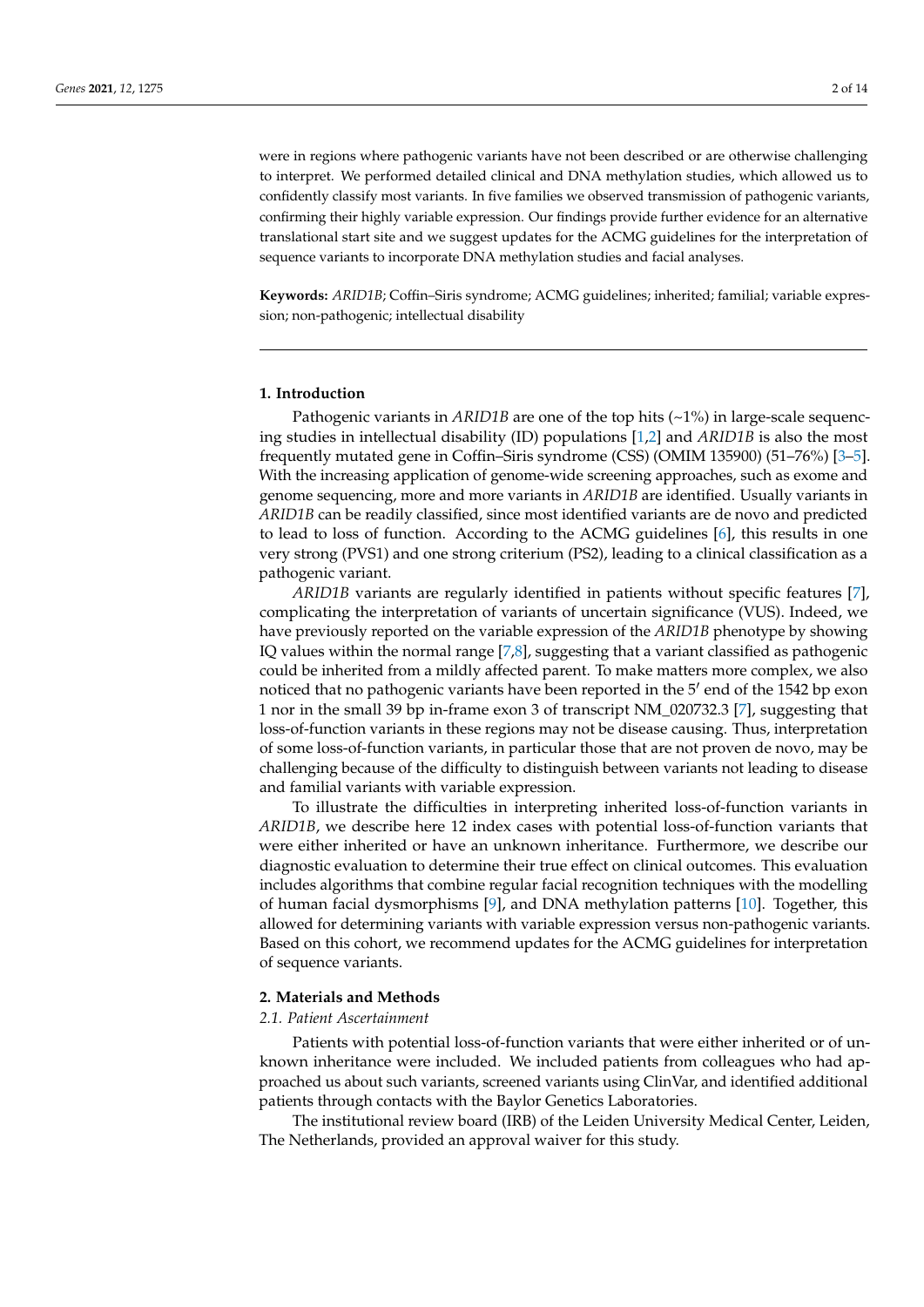were in regions where pathogenic variants have not been described or are otherwise challenging to interpret. We performed detailed clinical and DNA methylation studies, which allowed us to confidently classify most variants. In five families we observed transmission of pathogenic variants, confirming their highly variable expression. Our findings provide further evidence for an alternative translational start site and we suggest updates for the ACMG guidelines for the interpretation of sequence variants to incorporate DNA methylation studies and facial analyses.

**Keywords:** *ARID1B*; Coffin–Siris syndrome; ACMG guidelines; inherited; familial; variable expression; non-pathogenic; intellectual disability

## 1. Introduction

Pathogenic variants in *ARID1B* are one of the top hits (~1%) in large-scale sequencing studies in intellectual disability (ID) populations [1,2] and *ARID1B* is also the most frequently mutated gene in Coffin–Siris syndrome (CSS) (OMIM 135900) (51–76%) [3–5]. With the increasing application of genome-wide screening approaches, such as exome and genome sequencing, more and more variants in *ARID1B* are identified. Usually variants in *ARID1B* can be readily classified, since most identified variants are de novo and predicted to lead to loss of function. According to the ACMG guidelines [6], this results in one very strong (PVS1) and one strong criterium (PS2), leading to a clinical classification as a pathogenic variant.

*ARID1B* variants are regularly identified in patients without specific features [7], complicating the interpretation of variants of uncertain significance (VUS). Indeed, we have previously reported on the variable expression of the *ARID1B* phenotype by showing IQ values within the normal range [7,8], suggesting that a variant classified as pathogenic could be inherited from a mildly affected parent. To make matters more complex, we also noticed that no pathogenic variants have been reported in the 5′ end of the 1542 bp exon 1 nor in the small 39 bp in-frame exon 3 of transcript NM_020732.3 [7], suggesting that loss-of-function variants in these regions may not be disease causing. Thus, interpretation of some loss-of-function variants, in particular those that are not proven de novo, may be challenging because of the difficulty to distinguish between variants not leading to disease and familial variants with variable expression.

To illustrate the difficulties in interpreting inherited loss-of-function variants in *ARID1B*, we describe here 12 index cases with potential loss-of-function variants that were either inherited or have an unknown inheritance. Furthermore, we describe our diagnostic evaluation to determine their true effect on clinical outcomes. This evaluation includes algorithms that combine regular facial recognition techniques with the modelling of human facial dysmorphisms [9], and DNA methylation patterns [10]. Together, this allowed for determining variants with variable expression versus non-pathogenic variants. Based on this cohort, we recommend updates for the ACMG guidelines for interpretation of sequence variants.

## 2. Materials and Methods

### *2.1. Patient Ascertainment*

Patients with potential loss-of-function variants that were either inherited or of unknown inheritance were included. We included patients from colleagues who had approached us about such variants, screened variants using ClinVar, and identified additional patients through contacts with the Baylor Genetics Laboratories.

The institutional review board (IRB) of the Leiden University Medical Center, Leiden, The Netherlands, provided an approval waiver for this study.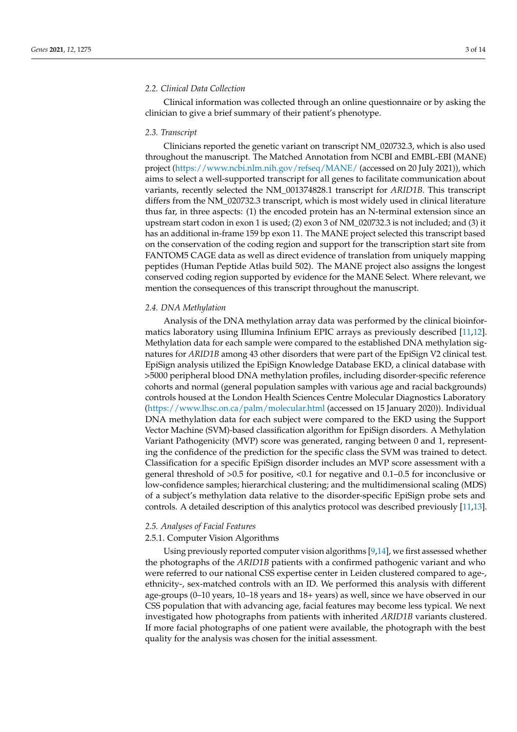### 2.2. Clinical Data Collection

Clinical information was collected through an online questionnaire or by asking the clinician to give a brief summary of their patient's phenotype.

### 2.3. Transcript

Clinicians reported the genetic variant on transcript NM_020732.3, which is also used throughout the manuscript. The Matched Annotation from NCBI and EMBL-EBI (MANE) project (https://www.ncbi.nlm.nih.gov/refseq/MANE/ (accessed on 20 July 2021)), which aims to select a well-supported transcript for all genes to facilitate communication about variants, recently selected the NM_001374828.1 transcript for *ARID1B*. This transcript differs from the NM_020732.3 transcript, which is most widely used in clinical literature thus far, in three aspects: (1) the encoded protein has an N-terminal extension since an upstream start codon in exon 1 is used; (2) exon 3 of NM_020732.3 is not included; and (3) it has an additional in-frame 159 bp exon 11. The MANE project selected this transcript based on the conservation of the coding region and support for the transcription start site from FANTOM5 CAGE data as well as direct evidence of translation from uniquely mapping peptides (Human Peptide Atlas build 502). The MANE project also assigns the longest conserved coding region supported by evidence for the MANE Select. Where relevant, we mention the consequences of this transcript throughout the manuscript.

### 2.4. DNA Methylation

Analysis of the DNA methylation array data was performed by the clinical bioinformatics laboratory using Illumina Infinium EPIC arrays as previously described [11,12]. Methylation data for each sample were compared to the established DNA methylation signatures for *ARID1B* among 43 other disorders that were part of the EpiSign V2 clinical test. EpiSign analysis utilized the EpiSign Knowledge Database EKD, a clinical database with >5000 peripheral blood DNA methylation profiles, including disorder-specific reference cohorts and normal (general population samples with various age and racial backgrounds) controls housed at the London Health Sciences Centre Molecular Diagnostics Laboratory (https://www.lhsc.on.ca/palm/molecular.html (accessed on 15 January 2020)). Individual DNA methylation data for each subject were compared to the EKD using the Support Vector Machine (SVM)-based classification algorithm for EpiSign disorders. A Methylation Variant Pathogenicity (MVP) score was generated, ranging between 0 and 1, representing the confidence of the prediction for the specific class the SVM was trained to detect. Classification for a specific EpiSign disorder includes an MVP score assessment with a general threshold of >0.5 for positive, <0.1 for negative and 0.1–0.5 for inconclusive or low-confidence samples; hierarchical clustering; and the multidimensional scaling (MDS) of a subject's methylation data relative to the disorder-specific EpiSign probe sets and controls. A detailed description of this analytics protocol was described previously [11,13].

### 2.5. Analyses of Facial Features

#### 2.5.1. Computer Vision Algorithms

Using previously reported computer vision algorithms [9,14], we first assessed whether the photographs of the *ARID1B* patients with a confirmed pathogenic variant and who were referred to our national CSS expertise center in Leiden clustered compared to age-, ethnicity-, sex-matched controls with an ID. We performed this analysis with different age-groups (0–10 years, 10–18 years and 18+ years) as well, since we have observed in our CSS population that with advancing age, facial features may become less typical. We next investigated how photographs from patients with inherited *ARID1B* variants clustered. If more facial photographs of one patient were available, the photograph with the best quality for the analysis was chosen for the initial assessment.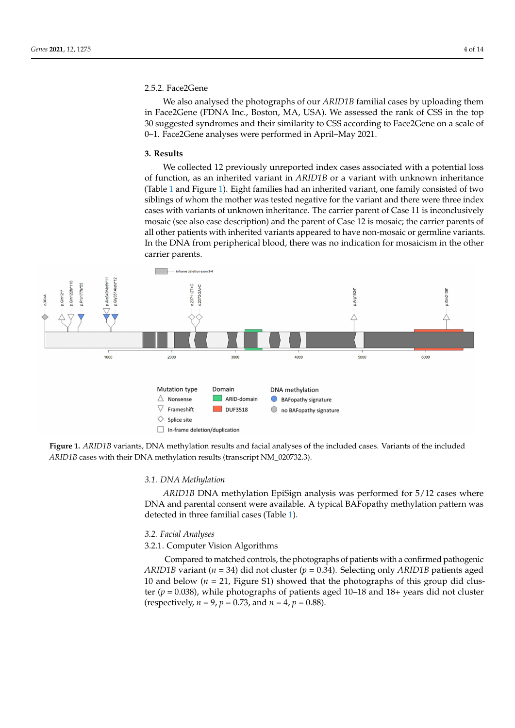### 2.5.2. Face2Gene

We also analysed the photographs of our *ARID1B* familial cases by uploading them in Face2Gene (FDNA Inc., Boston, MA, USA). We assessed the rank of CSS in the top 30 suggested syndromes and their similarity to CSS according to Face2Gene on a scale of 0–1. Face2Gene analyses were performed in April–May 2021.

## 3. Results

We collected 12 previously unreported index cases associated with a potential loss of function, as an inherited variant in *ARID1B* or a variant with unknown inheritance (Table 1 and Figure 1). Eight families had an inherited variant, one family consisted of two siblings of whom the mother was tested negative for the variant and there were three index cases with variants of unknown inheritance. The carrier parent of Case 11 is inconclusively mosaic (see also case description) and the parent of Case 12 is mosaic; the carrier parents of all other patients with inherited variants appeared to have non-mosaic or germline variants. In the DNA from peripherical blood, there was no indication for mosaicism in the other carrier parents.

**Figure 1.** *ARID1B* variants, DNA methylation results and facial analyses of the included cases. Variants of the included *ARID1B* cases with their DNA methylation results (transcript NM_020732.3).

### 3.1. DNA Methylation

*ARID1B* DNA methylation EpiSign analysis was performed for 5/12 cases where DNA and parental consent were available. A typical BAFopathy methylation pattern was detected in three familial cases (Table 1).

### 3.2. Facial Analyses

#### 3.2.1. Computer Vision Algorithms

Compared to matched controls, the photographs of patients with a confirmed pathogenic *ARID1B* variant ($n = 34$) did not cluster ($p = 0.34$). Selecting only *ARID1B* patients aged 10 and below ($n = 21$, Figure S1) showed that the photographs of this group did cluster ($p = 0.038$), while photographs of patients aged 10–18 and 18+ years did not cluster (respectively, $n = 9$, $p = 0.73$, and $n = 4$, $p = 0.88$).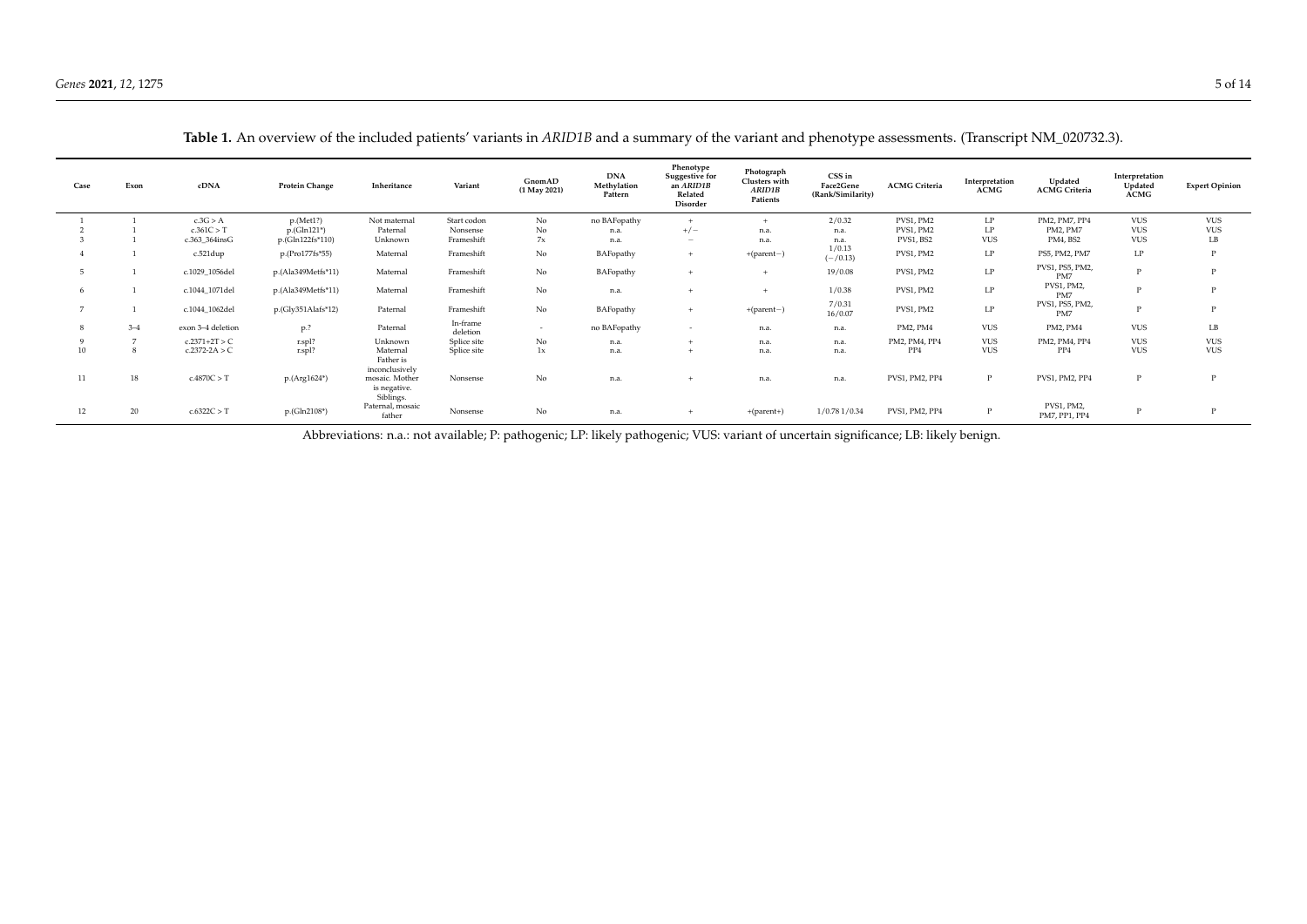**Table 1.** An overview of the included patients' variants in *ARID1B* and a summary of the variant and phenotype assessments. (Transcript NM_020732.3).

| Case | Exon | cDNA | Protein Change | Inheritance | Variant | GnomAD (1 May 2021) | DNA Methylation Pattern | Phenotype Suggestive for an *ARID1B* Related Disorder | Photograph Clusters with *ARID1B* Patients | CSS in Face2Gene (Rank/Similarity) | ACMG Criteria | Interpretation ACMG | Updated ACMG Criteria | Interpretation Updated ACMG | Expert Opinion |
|---|---|---|---|---|---|---|---|---|---|---|---|---|---|---|---|
| 1 | 1 | c.3G > A | p.(Met1?) | Not maternal | Start codon | No | no BAFopathy | + | + | 2/0.32 | PVS1, PM2 | LP | PM2, PM7, PP4 | VUS | VUS |
| 2 | 1 | c.361C > T | p.(Gln121*) | Paternal | Nonsense | No | n.a. | +/− | n.a. | n.a. | PVS1, PM2 | LP | PM2, PM7 | VUS | VUS |
| 3 | 1 | c.363_364insG | p.(Gln122fs*110) | Unknown | Frameshift | 7x | n.a. | − | n.a. | n.a. | PVS1, BS2 | VUS | PM4, BS2 | VUS | LB |
| 4 | 1 | c.521dup | p.(Pro177fs*55) | Maternal | Frameshift | No | BAFopathy | + | +(parent−) | 1/0.13 (−/0.13) | PVS1, PM2 | LP | PS5, PM2, PM7 | LP | P |
| 5 | 1 | c.1029_1056del | p.(Ala349Metfs*11) | Maternal | Frameshift | No | BAFopathy | + | + | 19/0.08 | PVS1, PM2 | LP | PVS1, PS5, PM2, PM7 | P | P |
| 6 | 1 | c.1044_1071del | p.(Ala349Metfs*11) | Maternal | Frameshift | No | n.a. | + | + | 1/0.38 | PVS1, PM2 | LP | PVS1, PM2, PM7 | P | P |
| 7 | 1 | c.1044_1062del | p.(Gly351Alafs*12) | Paternal | Frameshift | No | BAFopathy | + | +(parent−) | 7/0.31 16/0.07 | PVS1, PM2 | LP | PVS1, PS5, PM2, PM7 | P | P |
| 8 | 3–4 | exon 3–4 deletion | p.? | Paternal | In-frame deletion | - | no BAFopathy | - | n.a. | n.a. | PM2, PM4 | VUS | PM2, PM4 | VUS | LB |
| 9 | 7 | c.2371+2T > C | r.spl? | Unknown | Splice site | No | n.a. | + | n.a. | n.a. | PM2, PM4, PP4 | VUS | PM2, PM4, PP4 | VUS | VUS |
| 10 | 8 | c.2372-2A > C | r.spl? | Maternal | Splice site | 1x | n.a. | + | n.a. | n.a. | PP4 | VUS | PP4 | VUS | VUS |
| 11 | 18 | c.4870C > T | p.(Arg1624*) | Father is inconclusively mosaic. Mother is negative. Siblings. | Nonsense | No | n.a. | + | n.a. | n.a. | PVS1, PM2, PP4 | P | PVS1, PM2, PP4 | P | P |
| 12 | 20 | c.6322C > T | p.(Gln2108*) | Paternal, mosaic father | Nonsense | No | n.a. | + | +(parent+) | 1/0.78 1/0.34 | PVS1, PM2, PP4 | P | PVS1, PM2, PM7, PP1, PP4 | P | P |

Abbreviations: n.a.: not available; P: pathogenic; LP: likely pathogenic; VUS: variant of uncertain significance; LB: likely benign.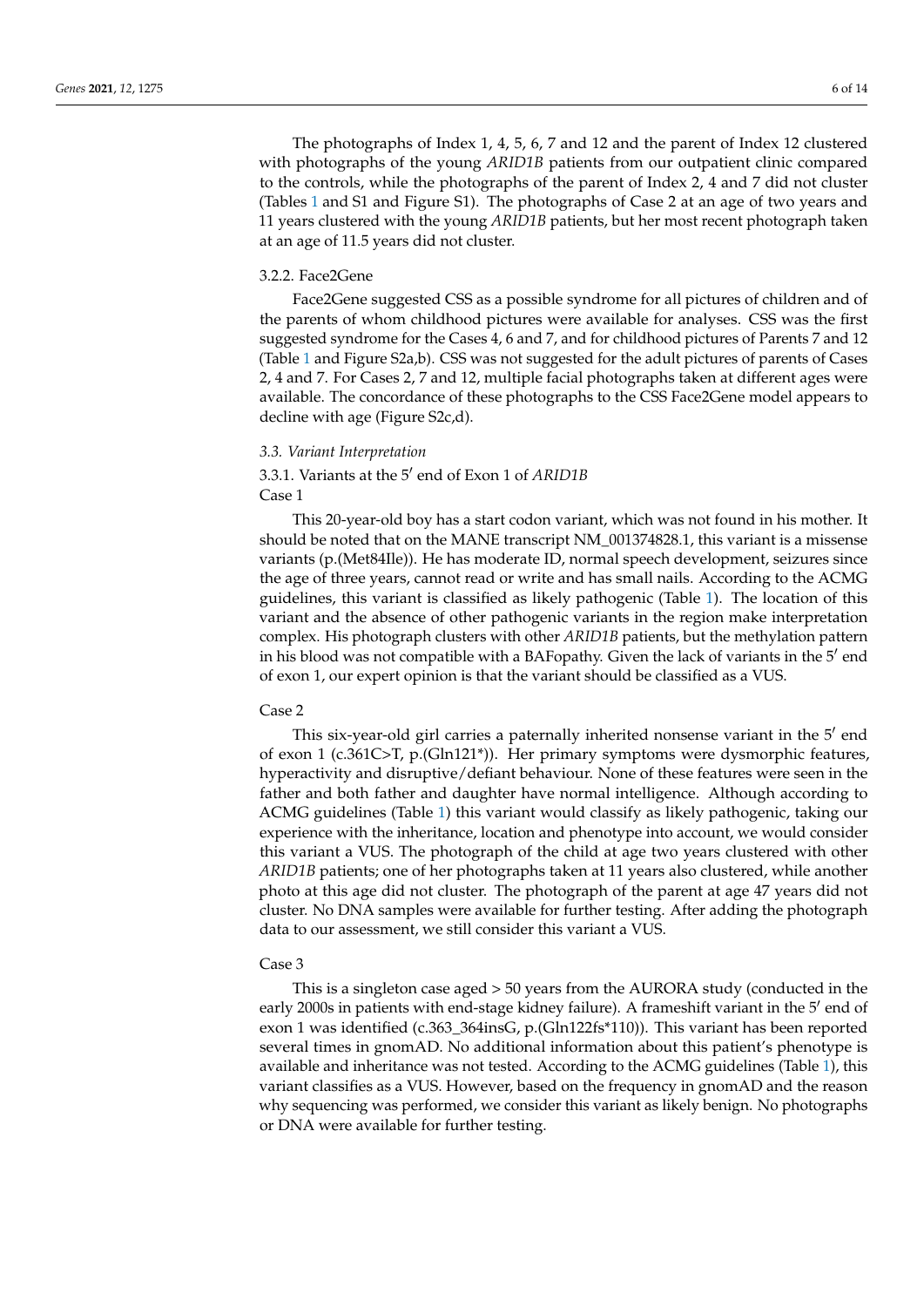The photographs of Index 1, 4, 5, 6, 7 and 12 and the parent of Index 12 clustered with photographs of the young *ARID1B* patients from our outpatient clinic compared to the controls, while the photographs of the parent of Index 2, 4 and 7 did not cluster (Tables 1 and S1 and Figure S1). The photographs of Case 2 at an age of two years and 11 years clustered with the young *ARID1B* patients, but her most recent photograph taken at an age of 11.5 years did not cluster.

#### 3.2.2. Face2Gene

Face2Gene suggested CSS as a possible syndrome for all pictures of children and of the parents of whom childhood pictures were available for analyses. CSS was the first suggested syndrome for the Cases 4, 6 and 7, and for childhood pictures of Parents 7 and 12 (Table 1 and Figure S2a,b). CSS was not suggested for the adult pictures of parents of Cases 2, 4 and 7. For Cases 2, 7 and 12, multiple facial photographs taken at different ages were available. The concordance of these photographs to the CSS Face2Gene model appears to decline with age (Figure S2c,d).

### *3.3. Variant Interpretation*

#### 3.3.1. Variants at the 5′ end of Exon 1 of *ARID1B*

Case 1

This 20-year-old boy has a start codon variant, which was not found in his mother. It should be noted that on the MANE transcript NM_001374828.1, this variant is a missense variants (p.(Met84Ile)). He has moderate ID, normal speech development, seizures since the age of three years, cannot read or write and has small nails. According to the ACMG guidelines, this variant is classified as likely pathogenic (Table 1). The location of this variant and the absence of other pathogenic variants in the region make interpretation complex. His photograph clusters with other *ARID1B* patients, but the methylation pattern in his blood was not compatible with a BAFopathy. Given the lack of variants in the 5′ end of exon 1, our expert opinion is that the variant should be classified as a VUS.

Case 2

This six-year-old girl carries a paternally inherited nonsense variant in the 5′ end of exon 1 (c.361C>T, p.(Gln121*)). Her primary symptoms were dysmorphic features, hyperactivity and disruptive/defiant behaviour. None of these features were seen in the father and both father and daughter have normal intelligence. Although according to ACMG guidelines (Table 1) this variant would classify as likely pathogenic, taking our experience with the inheritance, location and phenotype into account, we would consider this variant a VUS. The photograph of the child at age two years clustered with other *ARID1B* patients; one of her photographs taken at 11 years also clustered, while another photo at this age did not cluster. The photograph of the parent at age 47 years did not cluster. No DNA samples were available for further testing. After adding the photograph data to our assessment, we still consider this variant a VUS.

Case 3

This is a singleton case aged > 50 years from the AURORA study (conducted in the early 2000s in patients with end-stage kidney failure). A frameshift variant in the 5′ end of exon 1 was identified (c.363_364insG, p.(Gln122fs*110)). This variant has been reported several times in gnomAD. No additional information about this patient's phenotype is available and inheritance was not tested. According to the ACMG guidelines (Table 1), this variant classifies as a VUS. However, based on the frequency in gnomAD and the reason why sequencing was performed, we consider this variant as likely benign. No photographs or DNA were available for further testing.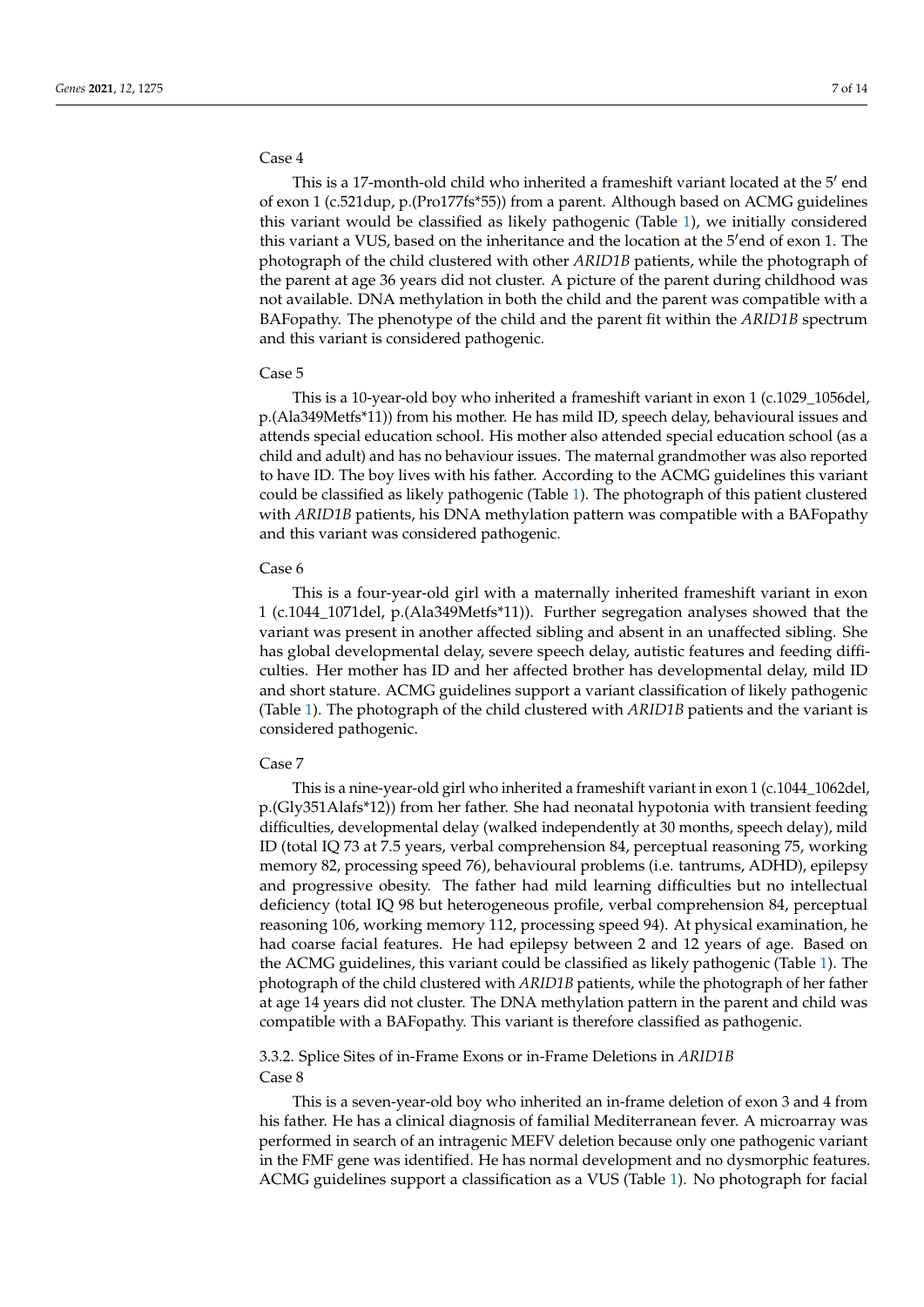Case 4

This is a 17-month-old child who inherited a frameshift variant located at the 5′ end of exon 1 (c.521dup, p.(Pro177fs*55)) from a parent. Although based on ACMG guidelines this variant would be classified as likely pathogenic (Table 1), we initially considered this variant a VUS, based on the inheritance and the location at the 5′end of exon 1. The photograph of the child clustered with other *ARID1B* patients, while the photograph of the parent at age 36 years did not cluster. A picture of the parent during childhood was not available. DNA methylation in both the child and the parent was compatible with a BAFopathy. The phenotype of the child and the parent fit within the *ARID1B* spectrum and this variant is considered pathogenic.

Case 5

This is a 10-year-old boy who inherited a frameshift variant in exon 1 (c.1029_1056del, p.(Ala349Metfs*11)) from his mother. He has mild ID, speech delay, behavioural issues and attends special education school. His mother also attended special education school (as a child and adult) and has no behaviour issues. The maternal grandmother was also reported to have ID. The boy lives with his father. According to the ACMG guidelines this variant could be classified as likely pathogenic (Table 1). The photograph of this patient clustered with *ARID1B* patients, his DNA methylation pattern was compatible with a BAFopathy and this variant was considered pathogenic.

Case 6

This is a four-year-old girl with a maternally inherited frameshift variant in exon 1 (c.1044_1071del, p.(Ala349Metfs*11)). Further segregation analyses showed that the variant was present in another affected sibling and absent in an unaffected sibling. She has global developmental delay, severe speech delay, autistic features and feeding difficulties. Her mother has ID and her affected brother has developmental delay, mild ID and short stature. ACMG guidelines support a variant classification of likely pathogenic (Table 1). The photograph of the child clustered with *ARID1B* patients and the variant is considered pathogenic.

Case 7

This is a nine-year-old girl who inherited a frameshift variant in exon 1 (c.1044_1062del, p.(Gly351Alafs*12)) from her father. She had neonatal hypotonia with transient feeding difficulties, developmental delay (walked independently at 30 months, speech delay), mild ID (total IQ 73 at 7.5 years, verbal comprehension 84, perceptual reasoning 75, working memory 82, processing speed 76), behavioural problems (i.e. tantrums, ADHD), epilepsy and progressive obesity. The father had mild learning difficulties but no intellectual deficiency (total IQ 98 but heterogeneous profile, verbal comprehension 84, perceptual reasoning 106, working memory 112, processing speed 94). At physical examination, he had coarse facial features. He had epilepsy between 2 and 12 years of age. Based on the ACMG guidelines, this variant could be classified as likely pathogenic (Table 1). The photograph of the child clustered with *ARID1B* patients, while the photograph of her father at age 14 years did not cluster. The DNA methylation pattern in the parent and child was compatible with a BAFopathy. This variant is therefore classified as pathogenic.

#### 3.3.2. Splice Sites of in-Frame Exons or in-Frame Deletions in *ARID1B*

Case 8

This is a seven-year-old boy who inherited an in-frame deletion of exon 3 and 4 from his father. He has a clinical diagnosis of familial Mediterranean fever. A microarray was performed in search of an intragenic MEFV deletion because only one pathogenic variant in the FMF gene was identified. He has normal development and no dysmorphic features. ACMG guidelines support a classification as a VUS (Table 1). No photograph for facial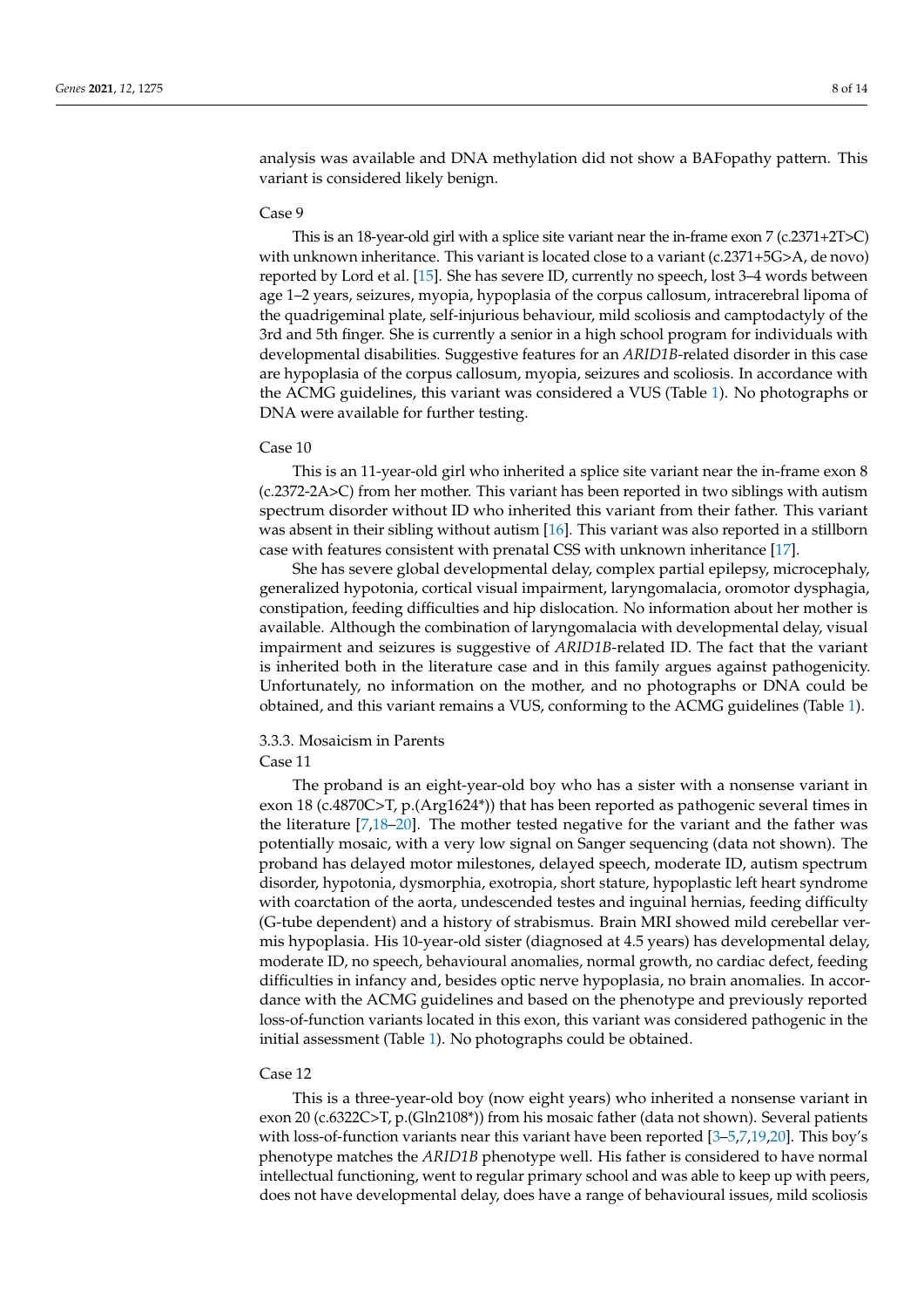analysis was available and DNA methylation did not show a BAFopathy pattern. This variant is considered likely benign.

Case 9

This is an 18-year-old girl with a splice site variant near the in-frame exon 7 (c.2371+2T>C) with unknown inheritance. This variant is located close to a variant (c.2371+5G>A, de novo) reported by Lord et al. [15]. She has severe ID, currently no speech, lost 3–4 words between age 1–2 years, seizures, myopia, hypoplasia of the corpus callosum, intracerebral lipoma of the quadrigeminal plate, self-injurious behaviour, mild scoliosis and camptodactyly of the 3rd and 5th finger. She is currently a senior in a high school program for individuals with developmental disabilities. Suggestive features for an *ARID1B*-related disorder in this case are hypoplasia of the corpus callosum, myopia, seizures and scoliosis. In accordance with the ACMG guidelines, this variant was considered a VUS (Table 1). No photographs or DNA were available for further testing.

Case 10

This is an 11-year-old girl who inherited a splice site variant near the in-frame exon 8 (c.2372-2A>C) from her mother. This variant has been reported in two siblings with autism spectrum disorder without ID who inherited this variant from their father. This variant was absent in their sibling without autism [16]. This variant was also reported in a stillborn case with features consistent with prenatal CSS with unknown inheritance [17].

She has severe global developmental delay, complex partial epilepsy, microcephaly, generalized hypotonia, cortical visual impairment, laryngomalacia, oromotor dysphagia, constipation, feeding difficulties and hip dislocation. No information about her mother is available. Although the combination of laryngomalacia with developmental delay, visual impairment and seizures is suggestive of *ARID1B*-related ID. The fact that the variant is inherited both in the literature case and in this family argues against pathogenicity. Unfortunately, no information on the mother, and no photographs or DNA could be obtained, and this variant remains a VUS, conforming to the ACMG guidelines (Table 1).

### 3.3.3. Mosaicism in Parents

Case 11

The proband is an eight-year-old boy who has a sister with a nonsense variant in exon 18 (c.4870C>T, p.(Arg1624*)) that has been reported as pathogenic several times in the literature [7,18–20]. The mother tested negative for the variant and the father was potentially mosaic, with a very low signal on Sanger sequencing (data not shown). The proband has delayed motor milestones, delayed speech, moderate ID, autism spectrum disorder, hypotonia, dysmorphia, exotropia, short stature, hypoplastic left heart syndrome with coarctation of the aorta, undescended testes and inguinal hernias, feeding difficulty (G-tube dependent) and a history of strabismus. Brain MRI showed mild cerebellar vermis hypoplasia. His 10-year-old sister (diagnosed at 4.5 years) has developmental delay, moderate ID, no speech, behavioural anomalies, normal growth, no cardiac defect, feeding difficulties in infancy and, besides optic nerve hypoplasia, no brain anomalies. In accordance with the ACMG guidelines and based on the phenotype and previously reported loss-of-function variants located in this exon, this variant was considered pathogenic in the initial assessment (Table 1). No photographs could be obtained.

Case 12

This is a three-year-old boy (now eight years) who inherited a nonsense variant in exon 20 (c.6322C>T, p.(Gln2108*)) from his mosaic father (data not shown). Several patients with loss-of-function variants near this variant have been reported [3–5,7,19,20]. This boy's phenotype matches the *ARID1B* phenotype well. His father is considered to have normal intellectual functioning, went to regular primary school and was able to keep up with peers, does not have developmental delay, does have a range of behavioural issues, mild scoliosis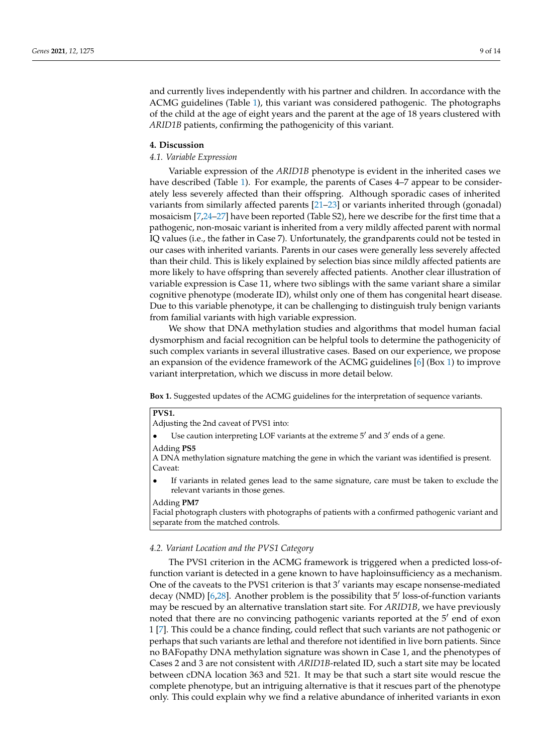and currently lives independently with his partner and children. In accordance with the ACMG guidelines (Table 1), this variant was considered pathogenic. The photographs of the child at the age of eight years and the parent at the age of 18 years clustered with *ARID1B* patients, confirming the pathogenicity of this variant.

## 4. Discussion

### 4.1. Variable Expression

Variable expression of the *ARID1B* phenotype is evident in the inherited cases we have described (Table 1). For example, the parents of Cases 4–7 appear to be considerately less severely affected than their offspring. Although sporadic cases of inherited variants from similarly affected parents [21–23] or variants inherited through (gonadal) mosaicism [7,24–27] have been reported (Table S2), here we describe for the first time that a pathogenic, non-mosaic variant is inherited from a very mildly affected parent with normal IQ values (i.e., the father in Case 7). Unfortunately, the grandparents could not be tested in our cases with inherited variants. Parents in our cases were generally less severely affected than their child. This is likely explained by selection bias since mildly affected patients are more likely to have offspring than severely affected patients. Another clear illustration of variable expression is Case 11, where two siblings with the same variant share a similar cognitive phenotype (moderate ID), whilst only one of them has congenital heart disease. Due to this variable phenotype, it can be challenging to distinguish truly benign variants from familial variants with high variable expression.

We show that DNA methylation studies and algorithms that model human facial dysmorphism and facial recognition can be helpful tools to determine the pathogenicity of such complex variants in several illustrative cases. Based on our experience, we propose an expansion of the evidence framework of the ACMG guidelines [6] (Box 1) to improve variant interpretation, which we discuss in more detail below.

**Box 1.** Suggested updates of the ACMG guidelines for the interpretation of sequence variants.

> **PVS1.**
> Adjusting the 2nd caveat of PVS1 into:
>
> - Use caution interpreting LOF variants at the extreme 5′ and 3′ ends of a gene.
>
> Adding **PS5**
> A DNA methylation signature matching the gene in which the variant was identified is present.
> Caveat:
>
> - If variants in related genes lead to the same signature, care must be taken to exclude the relevant variants in those genes.
>
> Adding **PM7**
> Facial photograph clusters with photographs of patients with a confirmed pathogenic variant and separate from the matched controls.

### 4.2. Variant Location and the PVS1 Category

The PVS1 criterion in the ACMG framework is triggered when a predicted loss-of-function variant is detected in a gene known to have haploinsufficiency as a mechanism. One of the caveats to the PVS1 criterion is that 3′ variants may escape nonsense-mediated decay (NMD) [6,28]. Another problem is the possibility that 5′ loss-of-function variants may be rescued by an alternative translation start site. For *ARID1B*, we have previously noted that there are no convincing pathogenic variants reported at the 5′ end of exon 1 [7]. This could be a chance finding, could reflect that such variants are not pathogenic or perhaps that such variants are lethal and therefore not identified in live born patients. Since no BAFopathy DNA methylation signature was shown in Case 1, and the phenotypes of Cases 2 and 3 are not consistent with *ARID1B*-related ID, such a start site may be located between cDNA location 363 and 521. It may be that such a start site would rescue the complete phenotype, but an intriguing alternative is that it rescues part of the phenotype only. This could explain why we find a relative abundance of inherited variants in exon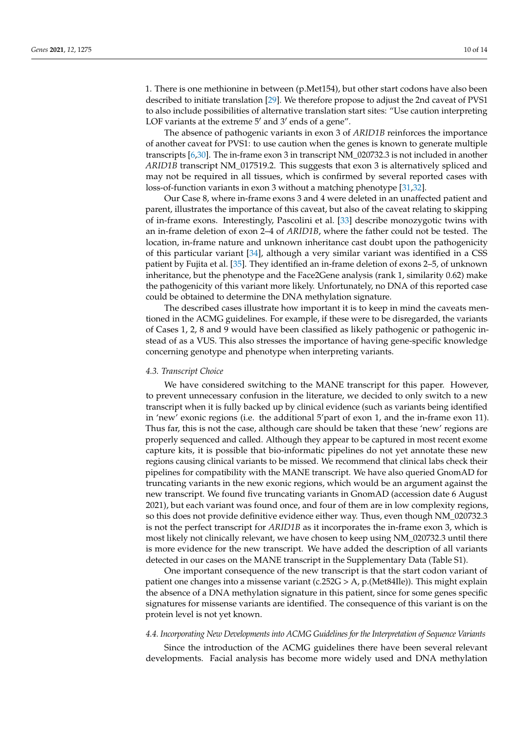1. There is one methionine in between (p.Met154), but other start codons have also been described to initiate translation [29]. We therefore propose to adjust the 2nd caveat of PVS1 to also include possibilities of alternative translation start sites: "Use caution interpreting LOF variants at the extreme 5′ and 3′ ends of a gene".

The absence of pathogenic variants in exon 3 of *ARID1B* reinforces the importance of another caveat for PVS1: to use caution when the genes is known to generate multiple transcripts [6,30]. The in-frame exon 3 in transcript NM_020732.3 is not included in another *ARID1B* transcript NM_017519.2. This suggests that exon 3 is alternatively spliced and may not be required in all tissues, which is confirmed by several reported cases with loss-of-function variants in exon 3 without a matching phenotype [31,32].

Our Case 8, where in-frame exons 3 and 4 were deleted in an unaffected patient and parent, illustrates the importance of this caveat, but also of the caveat relating to skipping of in-frame exons. Interestingly, Pascolini et al. [33] describe monozygotic twins with an in-frame deletion of exon 2–4 of *ARID1B*, where the father could not be tested. The location, in-frame nature and unknown inheritance cast doubt upon the pathogenicity of this particular variant [34], although a very similar variant was identified in a CSS patient by Fujita et al. [35]. They identified an in-frame deletion of exons 2–5, of unknown inheritance, but the phenotype and the Face2Gene analysis (rank 1, similarity 0.62) make the pathogenicity of this variant more likely. Unfortunately, no DNA of this reported case could be obtained to determine the DNA methylation signature.

The described cases illustrate how important it is to keep in mind the caveats mentioned in the ACMG guidelines. For example, if these were to be disregarded, the variants of Cases 1, 2, 8 and 9 would have been classified as likely pathogenic or pathogenic instead of as a VUS. This also stresses the importance of having gene-specific knowledge concerning genotype and phenotype when interpreting variants.

### *4.3. Transcript Choice*

We have considered switching to the MANE transcript for this paper. However, to prevent unnecessary confusion in the literature, we decided to only switch to a new transcript when it is fully backed up by clinical evidence (such as variants being identified in 'new' exonic regions (i.e. the additional 5'part of exon 1, and the in-frame exon 11). Thus far, this is not the case, although care should be taken that these 'new' regions are properly sequenced and called. Although they appear to be captured in most recent exome capture kits, it is possible that bio-informatic pipelines do not yet annotate these new regions causing clinical variants to be missed. We recommend that clinical labs check their pipelines for compatibility with the MANE transcript. We have also queried GnomAD for truncating variants in the new exonic regions, which would be an argument against the new transcript. We found five truncating variants in GnomAD (accession date 6 August 2021), but each variant was found once, and four of them are in low complexity regions, so this does not provide definitive evidence either way. Thus, even though NM_020732.3 is not the perfect transcript for *ARID1B* as it incorporates the in-frame exon 3, which is most likely not clinically relevant, we have chosen to keep using NM_020732.3 until there is more evidence for the new transcript. We have added the description of all variants detected in our cases on the MANE transcript in the Supplementary Data (Table S1).

One important consequence of the new transcript is that the start codon variant of patient one changes into a missense variant (c.252G > A, p.(Met84Ile)). This might explain the absence of a DNA methylation signature in this patient, since for some genes specific signatures for missense variants are identified. The consequence of this variant is on the protein level is not yet known.

### *4.4. Incorporating New Developments into ACMG Guidelines for the Interpretation of Sequence Variants*

Since the introduction of the ACMG guidelines there have been several relevant developments. Facial analysis has become more widely used and DNA methylation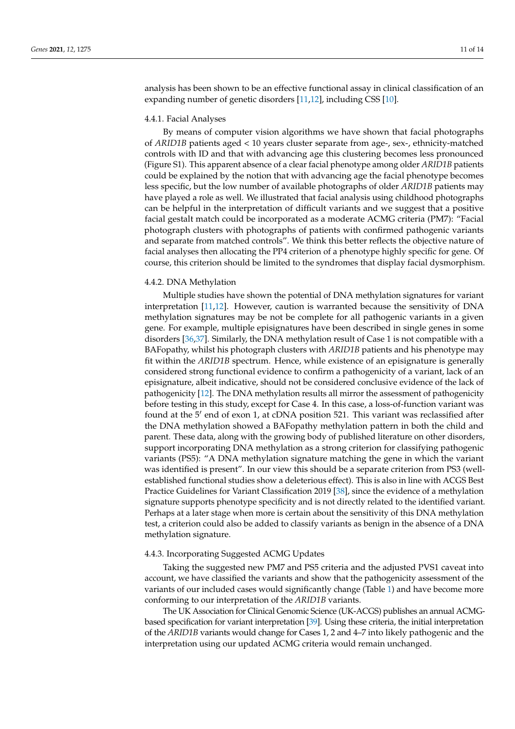analysis has been shown to be an effective functional assay in clinical classification of an expanding number of genetic disorders [11,12], including CSS [10].

#### 4.4.1. Facial Analyses

By means of computer vision algorithms we have shown that facial photographs of *ARID1B* patients aged < 10 years cluster separate from age-, sex-, ethnicity-matched controls with ID and that with advancing age this clustering becomes less pronounced (Figure S1). This apparent absence of a clear facial phenotype among older *ARID1B* patients could be explained by the notion that with advancing age the facial phenotype becomes less specific, but the low number of available photographs of older *ARID1B* patients may have played a role as well. We illustrated that facial analysis using childhood photographs can be helpful in the interpretation of difficult variants and we suggest that a positive facial gestalt match could be incorporated as a moderate ACMG criteria (PM7): "Facial photograph clusters with photographs of patients with confirmed pathogenic variants and separate from matched controls". We think this better reflects the objective nature of facial analyses then allocating the PP4 criterion of a phenotype highly specific for gene. Of course, this criterion should be limited to the syndromes that display facial dysmorphism.

#### 4.4.2. DNA Methylation

Multiple studies have shown the potential of DNA methylation signatures for variant interpretation [11,12]. However, caution is warranted because the sensitivity of DNA methylation signatures may be not be complete for all pathogenic variants in a given gene. For example, multiple episignatures have been described in single genes in some disorders [36,37]. Similarly, the DNA methylation result of Case 1 is not compatible with a BAFopathy, whilst his photograph clusters with *ARID1B* patients and his phenotype may fit within the *ARID1B* spectrum. Hence, while existence of an episignature is generally considered strong functional evidence to confirm a pathogenicity of a variant, lack of an episignature, albeit indicative, should not be considered conclusive evidence of the lack of pathogenicity [12]. The DNA methylation results all mirror the assessment of pathogenicity before testing in this study, except for Case 4. In this case, a loss-of-function variant was found at the 5′ end of exon 1, at cDNA position 521. This variant was reclassified after the DNA methylation showed a BAFopathy methylation pattern in both the child and parent. These data, along with the growing body of published literature on other disorders, support incorporating DNA methylation as a strong criterion for classifying pathogenic variants (PS5): "A DNA methylation signature matching the gene in which the variant was identified is present". In our view this should be a separate criterion from PS3 (well-established functional studies show a deleterious effect). This is also in line with ACGS Best Practice Guidelines for Variant Classification 2019 [38], since the evidence of a methylation signature supports phenotype specificity and is not directly related to the identified variant. Perhaps at a later stage when more is certain about the sensitivity of this DNA methylation test, a criterion could also be added to classify variants as benign in the absence of a DNA methylation signature.

#### 4.4.3. Incorporating Suggested ACMG Updates

Taking the suggested new PM7 and PS5 criteria and the adjusted PVS1 caveat into account, we have classified the variants and show that the pathogenicity assessment of the variants of our included cases would significantly change (Table 1) and have become more conforming to our interpretation of the *ARID1B* variants.

The UK Association for Clinical Genomic Science (UK-ACGS) publishes an annual ACMG-based specification for variant interpretation [39]. Using these criteria, the initial interpretation of the *ARID1B* variants would change for Cases 1, 2 and 4–7 into likely pathogenic and the interpretation using our updated ACMG criteria would remain unchanged.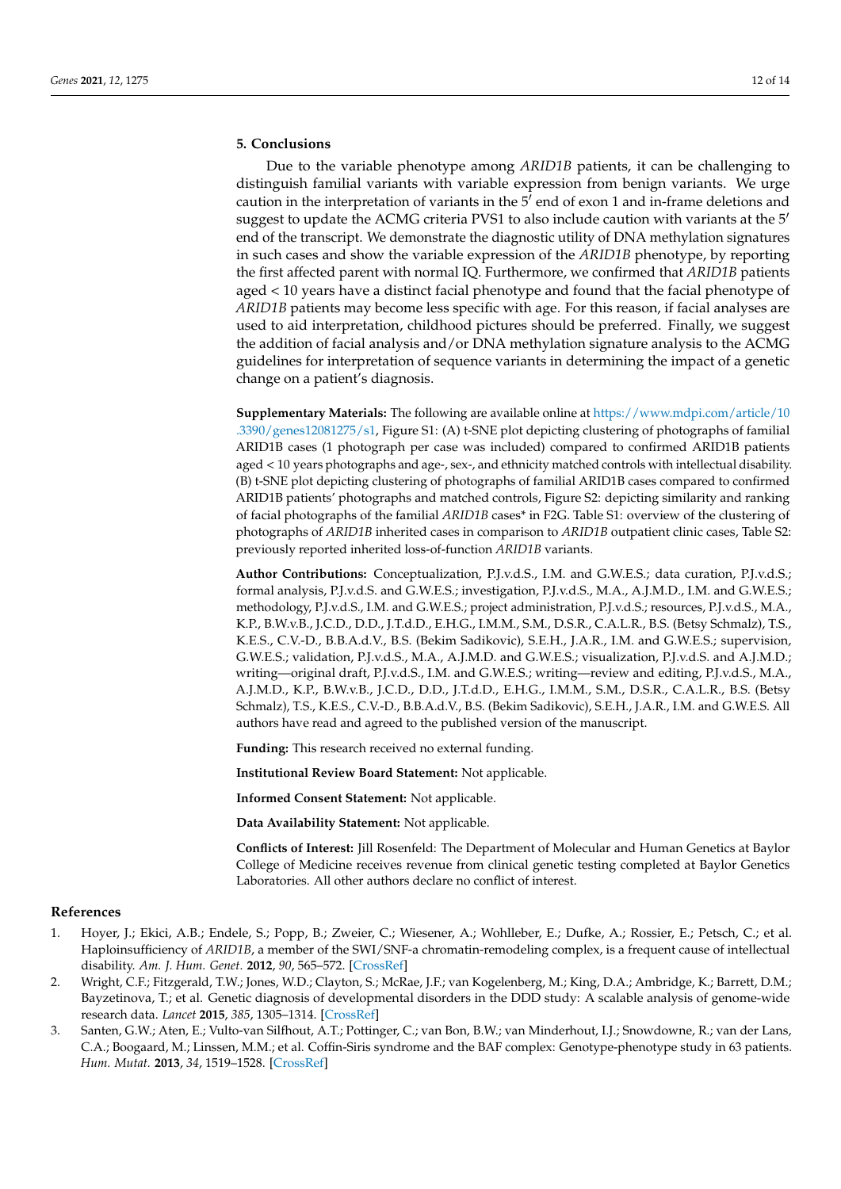## 5. Conclusions

Due to the variable phenotype among *ARID1B* patients, it can be challenging to distinguish familial variants with variable expression from benign variants. We urge caution in the interpretation of variants in the 5′ end of exon 1 and in-frame deletions and suggest to update the ACMG criteria PVS1 to also include caution with variants at the 5′ end of the transcript. We demonstrate the diagnostic utility of DNA methylation signatures in such cases and show the variable expression of the *ARID1B* phenotype, by reporting the first affected parent with normal IQ. Furthermore, we confirmed that *ARID1B* patients aged < 10 years have a distinct facial phenotype and found that the facial phenotype of *ARID1B* patients may become less specific with age. For this reason, if facial analyses are used to aid interpretation, childhood pictures should be preferred. Finally, we suggest the addition of facial analysis and/or DNA methylation signature analysis to the ACMG guidelines for interpretation of sequence variants in determining the impact of a genetic change on a patient's diagnosis.

**Supplementary Materials:** The following are available online at https://www.mdpi.com/article/10.3390/genes12081275/s1, Figure S1: (A) t-SNE plot depicting clustering of photographs of familial ARID1B cases (1 photograph per case was included) compared to confirmed ARID1B patients aged < 10 years photographs and age-, sex-, and ethnicity matched controls with intellectual disability. (B) t-SNE plot depicting clustering of photographs of familial ARID1B cases compared to confirmed ARID1B patients' photographs and matched controls, Figure S2: depicting similarity and ranking of facial photographs of the familial *ARID1B* cases* in F2G. Table S1: overview of the clustering of photographs of *ARID1B* inherited cases in comparison to *ARID1B* outpatient clinic cases, Table S2: previously reported inherited loss-of-function *ARID1B* variants.

**Author Contributions:** Conceptualization, P.J.v.d.S., I.M. and G.W.E.S.; data curation, P.J.v.d.S.; formal analysis, P.J.v.d.S. and G.W.E.S.; investigation, P.J.v.d.S., M.A., A.J.M.D., I.M. and G.W.E.S.; methodology, P.J.v.d.S., I.M. and G.W.E.S.; project administration, P.J.v.d.S.; resources, P.J.v.d.S., M.A., K.P., B.W.v.B., J.C.D., D.D., J.T.d.D., E.H.G., I.M.M., S.M., D.S.R., C.A.L.R., B.S. (Betsy Schmalz), T.S., K.E.S., C.V.-D., B.B.A.d.V., B.S. (Bekim Sadikovic), S.E.H., J.A.R., I.M. and G.W.E.S.; supervision, G.W.E.S.; validation, P.J.v.d.S., M.A., A.J.M.D. and G.W.E.S.; visualization, P.J.v.d.S. and A.J.M.D.; writing—original draft, P.J.v.d.S., I.M. and G.W.E.S.; writing—review and editing, P.J.v.d.S., M.A., A.J.M.D., K.P., B.W.v.B., J.C.D., D.D., J.T.d.D., E.H.G., I.M.M., S.M., D.S.R., C.A.L.R., B.S. (Betsy Schmalz), T.S., K.E.S., C.V.-D., B.B.A.d.V., B.S. (Bekim Sadikovic), S.E.H., J.A.R., I.M. and G.W.E.S. All authors have read and agreed to the published version of the manuscript.

**Funding:** This research received no external funding.

**Institutional Review Board Statement:** Not applicable.

**Informed Consent Statement:** Not applicable.

**Data Availability Statement:** Not applicable.

**Conflicts of Interest:** Jill Rosenfeld: The Department of Molecular and Human Genetics at Baylor College of Medicine receives revenue from clinical genetic testing completed at Baylor Genetics Laboratories. All other authors declare no conflict of interest.

## References

1. Hoyer, J.; Ekici, A.B.; Endele, S.; Popp, B.; Zweier, C.; Wiesener, A.; Wohlleber, E.; Dufke, A.; Rossier, E.; Petsch, C.; et al. Haploinsufficiency of *ARID1B*, a member of the SWI/SNF-a chromatin-remodeling complex, is a frequent cause of intellectual disability. *Am. J. Hum. Genet.* **2012**, *90*, 565–572. [CrossRef]
2. Wright, C.F.; Fitzgerald, T.W.; Jones, W.D.; Clayton, S.; McRae, J.F.; van Kogelenberg, M.; King, D.A.; Ambridge, K.; Barrett, D.M.; Bayzetinova, T.; et al. Genetic diagnosis of developmental disorders in the DDD study: A scalable analysis of genome-wide research data. *Lancet* **2015**, *385*, 1305–1314. [CrossRef]
3. Santen, G.W.; Aten, E.; Vulto-van Silfhout, A.T.; Pottinger, C.; van Bon, B.W.; van Minderhout, I.J.; Snowdowne, R.; van der Lans, C.A.; Boogaard, M.; Linssen, M.M.; et al. Coffin-Siris syndrome and the BAF complex: Genotype-phenotype study in 63 patients. *Hum. Mutat.* **2013**, *34*, 1519–1528. [CrossRef]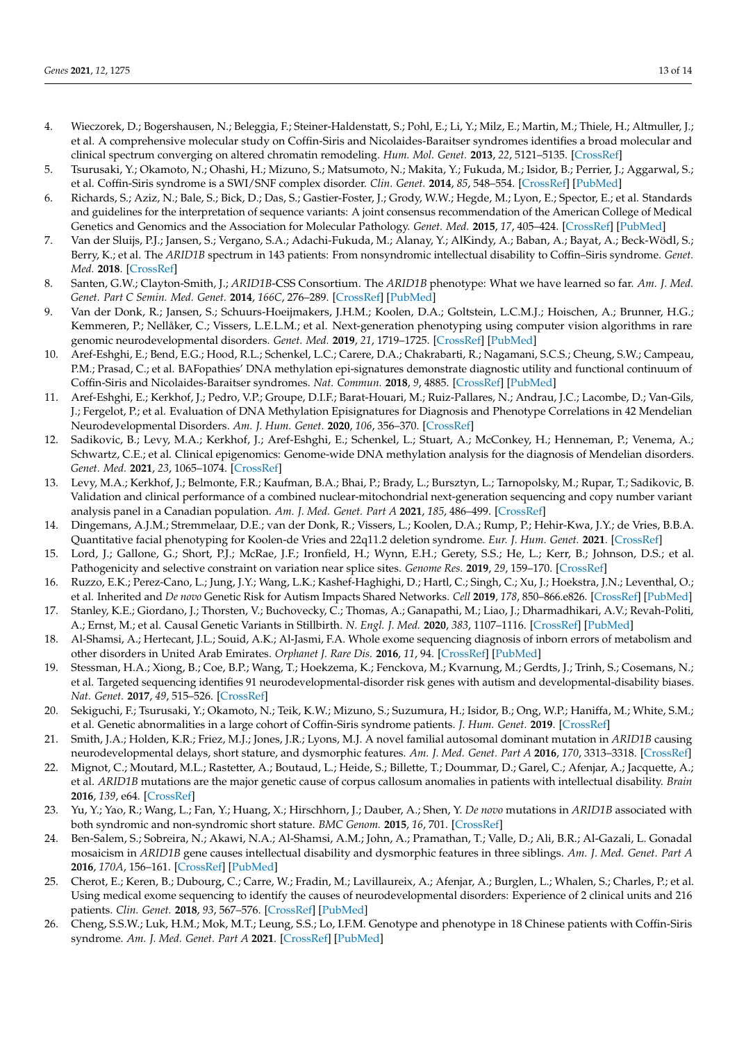4. Wieczorek, D.; Bogershausen, N.; Beleggia, F.; Steiner-Haldenstatt, S.; Pohl, E.; Li, Y.; Milz, E.; Martin, M.; Thiele, H.; Altmuller, J.; et al. A comprehensive molecular study on Coffin-Siris and Nicolaides-Baraitser syndromes identifies a broad molecular and clinical spectrum converging on altered chromatin remodeling. *Hum. Mol. Genet.* **2013**, *22*, 5121–5135. [CrossRef]
5. Tsurusaki, Y.; Okamoto, N.; Ohashi, H.; Mizuno, S.; Matsumoto, N.; Makita, Y.; Fukuda, M.; Isidor, B.; Perrier, J.; Aggarwal, S.; et al. Coffin-Siris syndrome is a SWI/SNF complex disorder. *Clin. Genet.* **2014**, *85*, 548–554. [CrossRef] [PubMed]
6. Richards, S.; Aziz, N.; Bale, S.; Bick, D.; Das, S.; Gastier-Foster, J.; Grody, W.W.; Hegde, M.; Lyon, E.; Spector, E.; et al. Standards and guidelines for the interpretation of sequence variants: A joint consensus recommendation of the American College of Medical Genetics and Genomics and the Association for Molecular Pathology. *Genet. Med.* **2015**, *17*, 405–424. [CrossRef] [PubMed]
7. Van der Sluijs, P.J.; Jansen, S.; Vergano, S.A.; Adachi-Fukuda, M.; Alanay, Y.; AlKindy, A.; Baban, A.; Bayat, A.; Beck-Wödl, S.; Berry, K.; et al. The *ARID1B* spectrum in 143 patients: From nonsyndromic intellectual disability to Coffin–Siris syndrome. *Genet. Med.* **2018**. [CrossRef]
8. Santen, G.W.; Clayton-Smith, J.; *ARID1B*-CSS Consortium. The *ARID1B* phenotype: What we have learned so far. *Am. J. Med. Genet. Part C Semin. Med. Genet.* **2014**, *166C*, 276–289. [CrossRef] [PubMed]
9. Van der Donk, R.; Jansen, S.; Schuurs-Hoeijmakers, J.H.M.; Koolen, D.A.; Goltstein, L.C.M.J.; Hoischen, A.; Brunner, H.G.; Kemmeren, P.; Nellåker, C.; Vissers, L.E.L.M.; et al. Next-generation phenotyping using computer vision algorithms in rare genomic neurodevelopmental disorders. *Genet. Med.* **2019**, *21*, 1719–1725. [CrossRef] [PubMed]
10. Aref-Eshghi, E.; Bend, E.G.; Hood, R.L.; Schenkel, L.C.; Carere, D.A.; Chakrabarti, R.; Nagamani, S.C.S.; Cheung, S.W.; Campeau, P.M.; Prasad, C.; et al. BAFopathies' DNA methylation epi-signatures demonstrate diagnostic utility and functional continuum of Coffin-Siris and Nicolaides-Baraitser syndromes. *Nat. Commun.* **2018**, *9*, 4885. [CrossRef] [PubMed]
11. Aref-Eshghi, E.; Kerkhof, J.; Pedro, V.P.; Groupe, D.I.F.; Barat-Houari, M.; Ruiz-Pallares, N.; Andrau, J.C.; Lacombe, D.; Van-Gils, J.; Fergelot, P.; et al. Evaluation of DNA Methylation Episignatures for Diagnosis and Phenotype Correlations in 42 Mendelian Neurodevelopmental Disorders. *Am. J. Hum. Genet.* **2020**, *106*, 356–370. [CrossRef]
12. Sadikovic, B.; Levy, M.A.; Kerkhof, J.; Aref-Eshghi, E.; Schenkel, L.; Stuart, A.; McConkey, H.; Henneman, P.; Venema, A.; Schwartz, C.E.; et al. Clinical epigenomics: Genome-wide DNA methylation analysis for the diagnosis of Mendelian disorders. *Genet. Med.* **2021**, *23*, 1065–1074. [CrossRef]
13. Levy, M.A.; Kerkhof, J.; Belmonte, F.R.; Kaufman, B.A.; Bhai, P.; Brady, L.; Bursztyn, L.; Tarnopolsky, M.; Rupar, T.; Sadikovic, B. Validation and clinical performance of a combined nuclear-mitochondrial next-generation sequencing and copy number variant analysis panel in a Canadian population. *Am. J. Med. Genet. Part A* **2021**, *185*, 486–499. [CrossRef]
14. Dingemans, A.J.M.; Stremmelaar, D.E.; van der Donk, R.; Vissers, L.; Koolen, D.A.; Rump, P.; Hehir-Kwa, J.Y.; de Vries, B.B.A. Quantitative facial phenotyping for Koolen-de Vries and 22q11.2 deletion syndrome. *Eur. J. Hum. Genet.* **2021**. [CrossRef]
15. Lord, J.; Gallone, G.; Short, P.J.; McRae, J.F.; Ironfield, H.; Wynn, E.H.; Gerety, S.S.; He, L.; Kerr, B.; Johnson, D.S.; et al. Pathogenicity and selective constraint on variation near splice sites. *Genome Res.* **2019**, *29*, 159–170. [CrossRef]
16. Ruzzo, E.K.; Perez-Cano, L.; Jung, J.Y.; Wang, L.K.; Kashef-Haghighi, D.; Hartl, C.; Singh, C.; Xu, J.; Hoekstra, J.N.; Leventhal, O.; et al. Inherited and *De novo* Genetic Risk for Autism Impacts Shared Networks. *Cell* **2019**, *178*, 850–866.e826. [CrossRef] [PubMed]
17. Stanley, K.E.; Giordano, J.; Thorsten, V.; Buchovecky, C.; Thomas, A.; Ganapathi, M.; Liao, J.; Dharmadhikari, A.V.; Revah-Politi, A.; Ernst, M.; et al. Causal Genetic Variants in Stillbirth. *N. Engl. J. Med.* **2020**, *383*, 1107–1116. [CrossRef] [PubMed]
18. Al-Shamsi, A.; Hertecant, J.L.; Souid, A.K.; Al-Jasmi, F.A. Whole exome sequencing diagnosis of inborn errors of metabolism and other disorders in United Arab Emirates. *Orphanet J. Rare Dis.* **2016**, *11*, 94. [CrossRef] [PubMed]
19. Stessman, H.A.; Xiong, B.; Coe, B.P.; Wang, T.; Hoekzema, K.; Fenckova, M.; Kvarnung, M.; Gerdts, J.; Trinh, S.; Cosemans, N.; et al. Targeted sequencing identifies 91 neurodevelopmental-disorder risk genes with autism and developmental-disability biases. *Nat. Genet.* **2017**, *49*, 515–526. [CrossRef]
20. Sekiguchi, F.; Tsurusaki, Y.; Okamoto, N.; Teik, K.W.; Mizuno, S.; Suzumura, H.; Isidor, B.; Ong, W.P.; Haniffa, M.; White, S.M.; et al. Genetic abnormalities in a large cohort of Coffin-Siris syndrome patients. *J. Hum. Genet.* **2019**. [CrossRef]
21. Smith, J.A.; Holden, K.R.; Friez, M.J.; Jones, J.R.; Lyons, M.J. A novel familial autosomal dominant mutation in *ARID1B* causing neurodevelopmental delays, short stature, and dysmorphic features. *Am. J. Med. Genet. Part A* **2016**, *170*, 3313–3318. [CrossRef]
22. Mignot, C.; Moutard, M.L.; Rastetter, A.; Boutaud, L.; Heide, S.; Billette, T.; Doummar, D.; Garel, C.; Afenjar, A.; Jacquette, A.; et al. *ARID1B* mutations are the major genetic cause of corpus callosum anomalies in patients with intellectual disability. *Brain* **2016**, *139*, e64. [CrossRef]
23. Yu, Y.; Yao, R.; Wang, L.; Fan, Y.; Huang, X.; Hirschhorn, J.; Dauber, A.; Shen, Y. *De novo* mutations in *ARID1B* associated with both syndromic and non-syndromic short stature. *BMC Genom.* **2015**, *16*, 701. [CrossRef]
24. Ben-Salem, S.; Sobreira, N.; Akawi, N.A.; Al-Shamsi, A.M.; John, A.; Pramathan, T.; Valle, D.; Ali, B.R.; Al-Gazali, L. Gonadal mosaicism in *ARID1B* gene causes intellectual disability and dysmorphic features in three siblings. *Am. J. Med. Genet. Part A* **2016**, *170A*, 156–161. [CrossRef] [PubMed]
25. Cherot, E.; Keren, B.; Dubourg, C.; Carre, W.; Fradin, M.; Lavillaureix, A.; Afenjar, A.; Burglen, L.; Whalen, S.; Charles, P.; et al. Using medical exome sequencing to identify the causes of neurodevelopmental disorders: Experience of 2 clinical units and 216 patients. *Clin. Genet.* **2018**, *93*, 567–576. [CrossRef] [PubMed]
26. Cheng, S.S.W.; Luk, H.M.; Mok, M.T.; Leung, S.S.; Lo, I.F.M. Genotype and phenotype in 18 Chinese patients with Coffin-Siris syndrome. *Am. J. Med. Genet. Part A* **2021**. [CrossRef] [PubMed]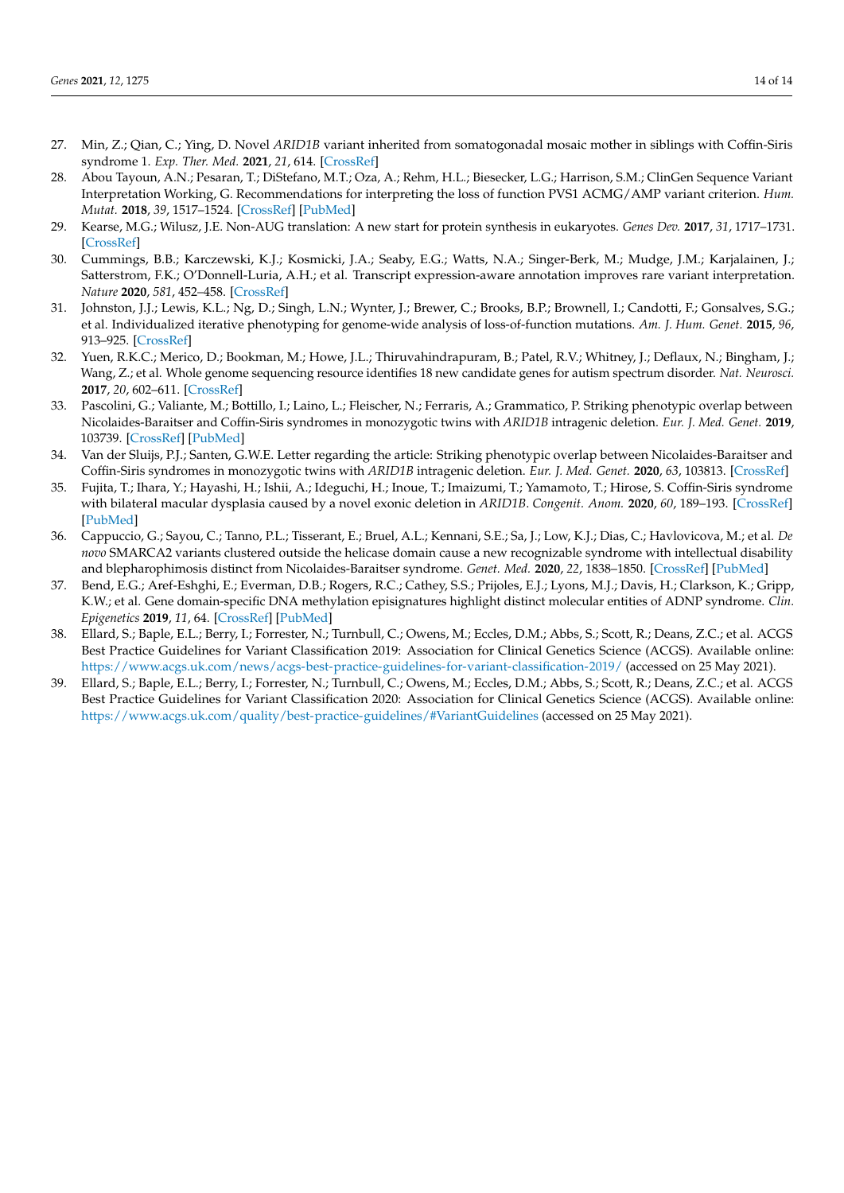27. Min, Z.; Qian, C.; Ying, D. Novel *ARID1B* variant inherited from somatogonadal mosaic mother in siblings with Coffin-Siris syndrome 1. *Exp. Ther. Med.* **2021**, *21*, 614. [CrossRef]
28. Abou Tayoun, A.N.; Pesaran, T.; DiStefano, M.T.; Oza, A.; Rehm, H.L.; Biesecker, L.G.; Harrison, S.M.; ClinGen Sequence Variant Interpretation Working, G. Recommendations for interpreting the loss of function PVS1 ACMG/AMP variant criterion. *Hum. Mutat.* **2018**, *39*, 1517–1524. [CrossRef] [PubMed]
29. Kearse, M.G.; Wilusz, J.E. Non-AUG translation: A new start for protein synthesis in eukaryotes. *Genes Dev.* **2017**, *31*, 1717–1731. [CrossRef]
30. Cummings, B.B.; Karczewski, K.J.; Kosmicki, J.A.; Seaby, E.G.; Watts, N.A.; Singer-Berk, M.; Mudge, J.M.; Karjalainen, J.; Satterstrom, F.K.; O'Donnell-Luria, A.H.; et al. Transcript expression-aware annotation improves rare variant interpretation. *Nature* **2020**, *581*, 452–458. [CrossRef]
31. Johnston, J.J.; Lewis, K.L.; Ng, D.; Singh, L.N.; Wynter, J.; Brewer, C.; Brooks, B.P.; Brownell, I.; Candotti, F.; Gonsalves, S.G.; et al. Individualized iterative phenotyping for genome-wide analysis of loss-of-function mutations. *Am. J. Hum. Genet.* **2015**, *96*, 913–925. [CrossRef]
32. Yuen, R.K.C.; Merico, D.; Bookman, M.; Howe, J.L.; Thiruvahindrapuram, B.; Patel, R.V.; Whitney, J.; Deflaux, N.; Bingham, J.; Wang, Z.; et al. Whole genome sequencing resource identifies 18 new candidate genes for autism spectrum disorder. *Nat. Neurosci.* **2017**, *20*, 602–611. [CrossRef]
33. Pascolini, G.; Valiante, M.; Bottillo, I.; Laino, L.; Fleischer, N.; Ferraris, A.; Grammatico, P. Striking phenotypic overlap between Nicolaides-Baraitser and Coffin-Siris syndromes in monozygotic twins with *ARID1B* intragenic deletion. *Eur. J. Med. Genet.* **2019**, 103739. [CrossRef] [PubMed]
34. Van der Sluijs, P.J.; Santen, G.W.E. Letter regarding the article: Striking phenotypic overlap between Nicolaides-Baraitser and Coffin-Siris syndromes in monozygotic twins with *ARID1B* intragenic deletion. *Eur. J. Med. Genet.* **2020**, *63*, 103813. [CrossRef]
35. Fujita, T.; Ihara, Y.; Hayashi, H.; Ishii, A.; Ideguchi, H.; Inoue, T.; Imaizumi, T.; Yamamoto, T.; Hirose, S. Coffin-Siris syndrome with bilateral macular dysplasia caused by a novel exonic deletion in *ARID1B*. *Congenit. Anom.* **2020**, *60*, 189–193. [CrossRef] [PubMed]
36. Cappuccio, G.; Sayou, C.; Tanno, P.L.; Tisserant, E.; Bruel, A.L.; Kennani, S.E.; Sa, J.; Low, K.J.; Dias, C.; Havlovicova, M.; et al. *De novo* SMARCA2 variants clustered outside the helicase domain cause a new recognizable syndrome with intellectual disability and blepharophimosis distinct from Nicolaides-Baraitser syndrome. *Genet. Med.* **2020**, *22*, 1838–1850. [CrossRef] [PubMed]
37. Bend, E.G.; Aref-Eshghi, E.; Everman, D.B.; Rogers, R.C.; Cathey, S.S.; Prijoles, E.J.; Lyons, M.J.; Davis, H.; Clarkson, K.; Gripp, K.W.; et al. Gene domain-specific DNA methylation episignatures highlight distinct molecular entities of ADNP syndrome. *Clin. Epigenetics* **2019**, *11*, 64. [CrossRef] [PubMed]
38. Ellard, S.; Baple, E.L.; Berry, I.; Forrester, N.; Turnbull, C.; Owens, M.; Eccles, D.M.; Abbs, S.; Scott, R.; Deans, Z.C.; et al. ACGS Best Practice Guidelines for Variant Classification 2019: Association for Clinical Genetics Science (ACGS). Available online: https://www.acgs.uk.com/news/acgs-best-practice-guidelines-for-variant-classification-2019/ (accessed on 25 May 2021).
39. Ellard, S.; Baple, E.L.; Berry, I.; Forrester, N.; Turnbull, C.; Owens, M.; Eccles, D.M.; Abbs, S.; Scott, R.; Deans, Z.C.; et al. ACGS Best Practice Guidelines for Variant Classification 2020: Association for Clinical Genetics Science (ACGS). Available online: https://www.acgs.uk.com/quality/best-practice-guidelines/#VariantGuidelines (accessed on 25 May 2021).